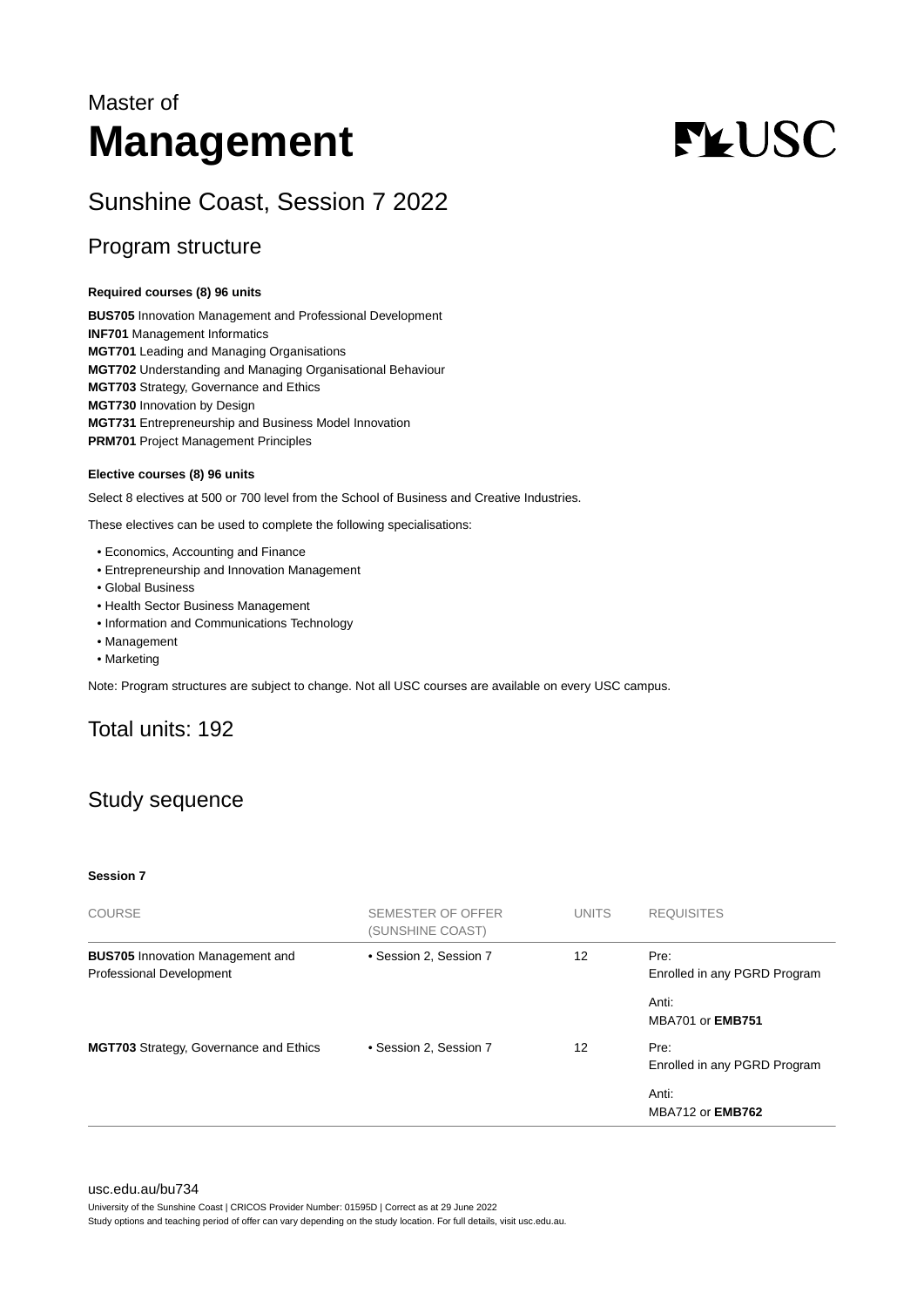Master of

# Management

## Sunshine Coast, Session 7 2022

## Program structure

**Required courses (8) 96 units**

**BUS705** Innovation Management and Professional Development
**INF701** Management Informatics
**MGT701** Leading and Managing Organisations
**MGT702** Understanding and Managing Organisational Behaviour
**MGT703** Strategy, Governance and Ethics
**MGT730** Innovation by Design
**MGT731** Entrepreneurship and Business Model Innovation
**PRM701** Project Management Principles

**Elective courses (8) 96 units**

Select 8 electives at 500 or 700 level from the School of Business and Creative Industries.

These electives can be used to complete the following specialisations:

- Economics, Accounting and Finance
- Entrepreneurship and Innovation Management
- Global Business
- Health Sector Business Management
- Information and Communications Technology
- Management
- Marketing

Note: Program structures are subject to change. Not all USC courses are available on every USC campus.

## Total units: 192

## Study sequence

**Session 7**

| COURSE | SEMESTER OF OFFER (SUNSHINE COAST) | UNITS | REQUISITES |
|---|---|---|---|
| **BUS705** Innovation Management and Professional Development | • Session 2, Session 7 | 12 | Pre: Enrolled in any PGRD Program<br><br>Anti: MBA701 or **EMB751** |
| **MGT703** Strategy, Governance and Ethics | • Session 2, Session 7 | 12 | Pre: Enrolled in any PGRD Program<br><br>Anti: MBA712 or **EMB762** |

usc.edu.au/bu734

University of the Sunshine Coast | CRICOS Provider Number: 01595D | Correct as at 29 June 2022
Study options and teaching period of offer can vary depending on the study location. For full details, visit usc.edu.au.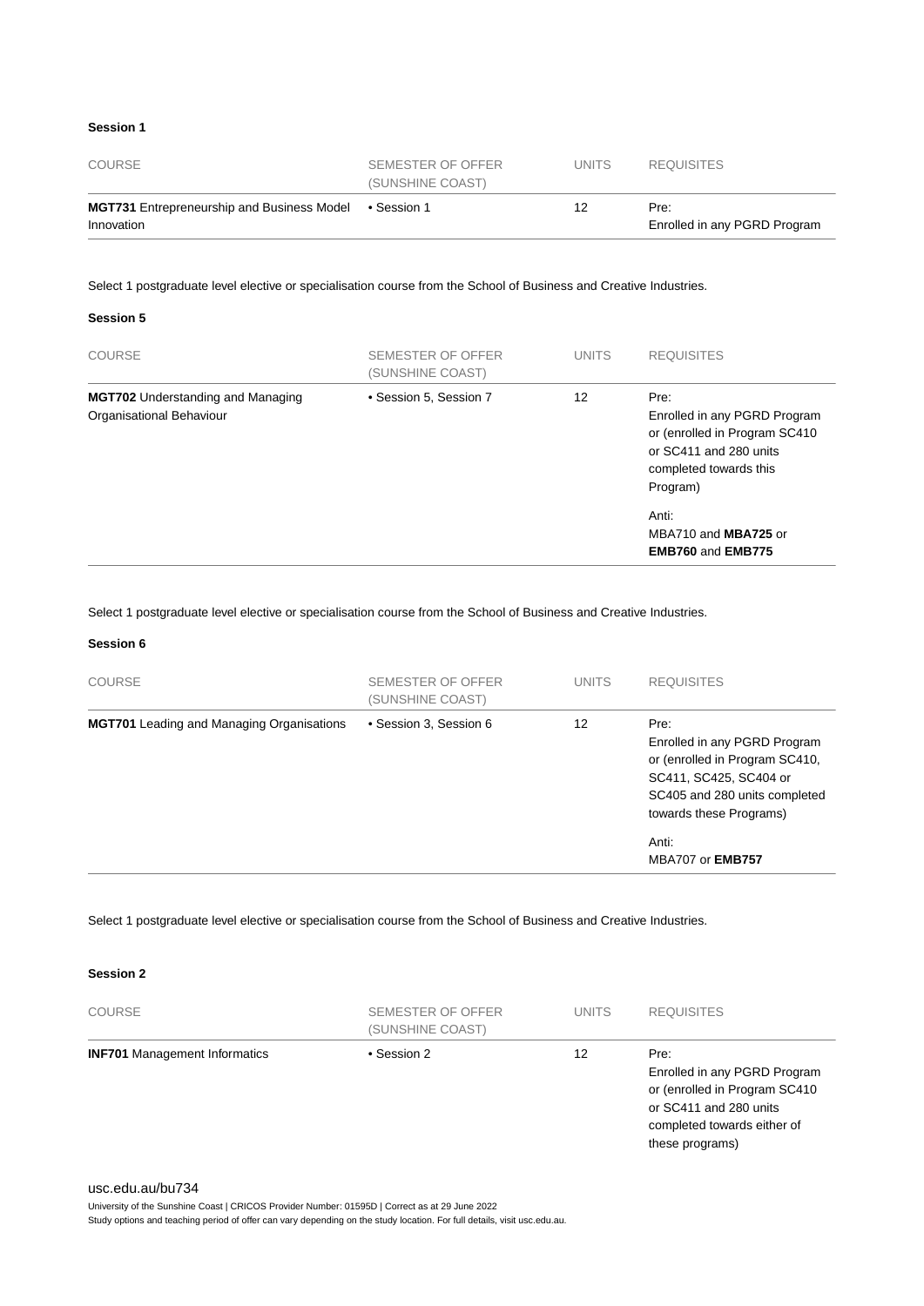#### Session 1

| COURSE | SEMESTER OF OFFER (SUNSHINE COAST) | UNITS | REQUISITES |
|---|---|---|---|
| **MGT731** Entrepreneurship and Business Model Innovation | • Session 1 | 12 | Pre: Enrolled in any PGRD Program |

Select 1 postgraduate level elective or specialisation course from the School of Business and Creative Industries.

#### Session 5

| COURSE | SEMESTER OF OFFER (SUNSHINE COAST) | UNITS | REQUISITES |
|---|---|---|---|
| **MGT702** Understanding and Managing Organisational Behaviour | • Session 5, Session 7 | 12 | Pre: Enrolled in any PGRD Program or (enrolled in Program SC410 or SC411 and 280 units completed towards this Program)<br><br>Anti: MBA710 and **MBA725** or **EMB760** and **EMB775** |

Select 1 postgraduate level elective or specialisation course from the School of Business and Creative Industries.

#### Session 6

| COURSE | SEMESTER OF OFFER (SUNSHINE COAST) | UNITS | REQUISITES |
|---|---|---|---|
| **MGT701** Leading and Managing Organisations | • Session 3, Session 6 | 12 | Pre: Enrolled in any PGRD Program or (enrolled in Program SC410, SC411, SC425, SC404 or SC405 and 280 units completed towards these Programs)<br><br>Anti: MBA707 or **EMB757** |

Select 1 postgraduate level elective or specialisation course from the School of Business and Creative Industries.

#### Session 2

| COURSE | SEMESTER OF OFFER (SUNSHINE COAST) | UNITS | REQUISITES |
|---|---|---|---|
| **INF701** Management Informatics | • Session 2 | 12 | Pre: Enrolled in any PGRD Program or (enrolled in Program SC410 or SC411 and 280 units completed towards either of these programs) |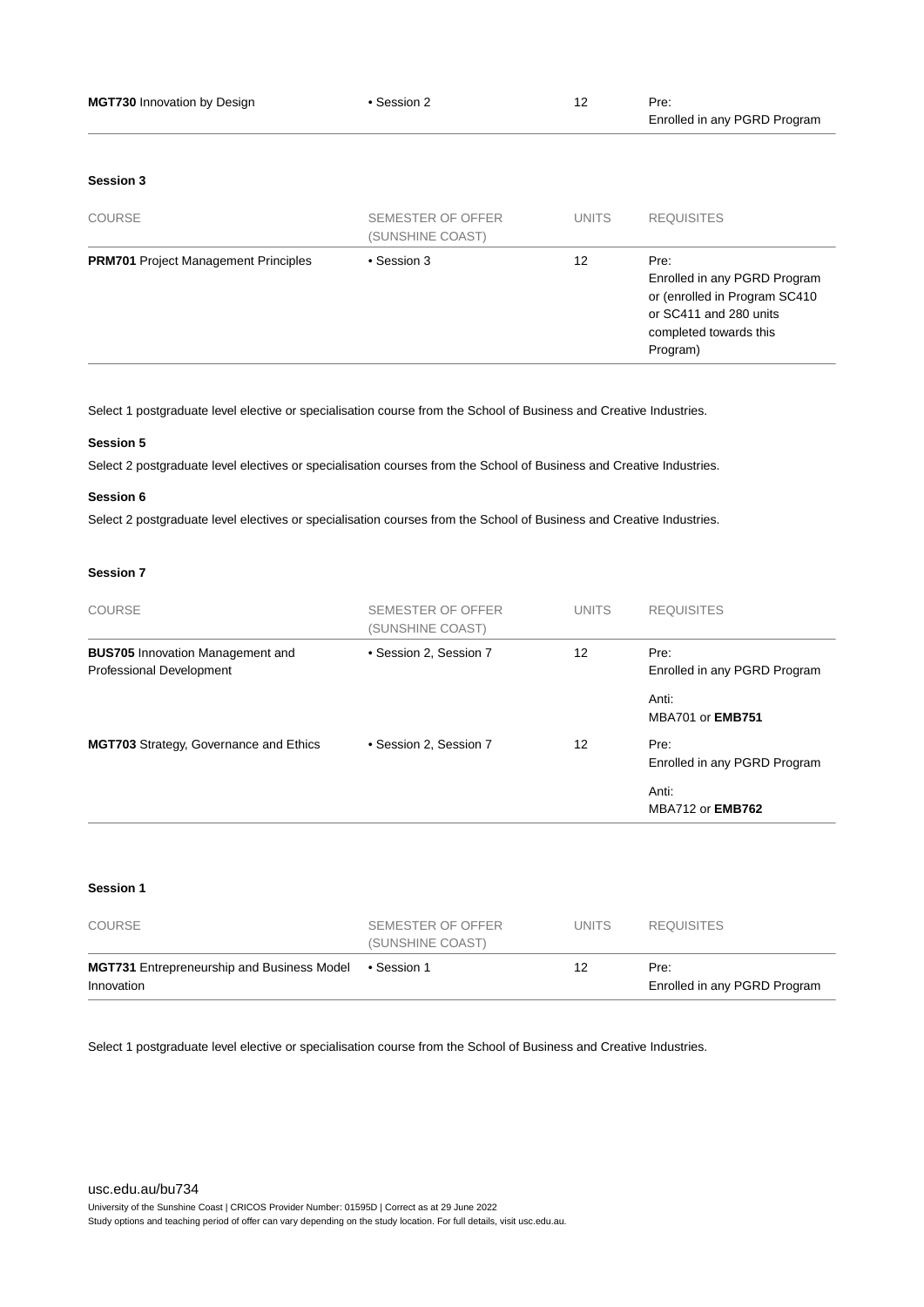| COURSE | SEMESTER OF OFFER (SUNSHINE COAST) | UNITS | REQUISITES |
|---|---|---|---|
| **MGT730** Innovation by Design | • Session 2 | 12 | Pre: Enrolled in any PGRD Program |

#### Session 3

| COURSE | SEMESTER OF OFFER (SUNSHINE COAST) | UNITS | REQUISITES |
|---|---|---|---|
| **PRM701** Project Management Principles | • Session 3 | 12 | Pre: Enrolled in any PGRD Program or (enrolled in Program SC410 or SC411 and 280 units completed towards this Program) |

Select 1 postgraduate level elective or specialisation course from the School of Business and Creative Industries.

#### Session 5

Select 2 postgraduate level electives or specialisation courses from the School of Business and Creative Industries.

#### Session 6

Select 2 postgraduate level electives or specialisation courses from the School of Business and Creative Industries.

#### Session 7

| COURSE | SEMESTER OF OFFER (SUNSHINE COAST) | UNITS | REQUISITES |
|---|---|---|---|
| **BUS705** Innovation Management and Professional Development | • Session 2, Session 7 | 12 | Pre: Enrolled in any PGRD Program<br>Anti: MBA701 or **EMB751** |
| **MGT703** Strategy, Governance and Ethics | • Session 2, Session 7 | 12 | Pre: Enrolled in any PGRD Program<br>Anti: MBA712 or **EMB762** |

#### Session 1

| COURSE | SEMESTER OF OFFER (SUNSHINE COAST) | UNITS | REQUISITES |
|---|---|---|---|
| **MGT731** Entrepreneurship and Business Model Innovation | • Session 1 | 12 | Pre: Enrolled in any PGRD Program |

Select 1 postgraduate level elective or specialisation course from the School of Business and Creative Industries.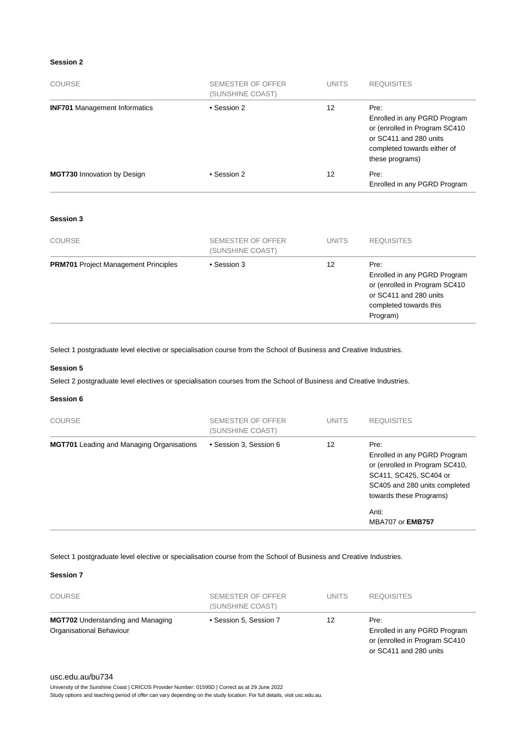### Session 2

| COURSE | SEMESTER OF OFFER (SUNSHINE COAST) | UNITS | REQUISITES |
|---|---|---|---|
| **INF701** Management Informatics | • Session 2 | 12 | Pre: Enrolled in any PGRD Program or (enrolled in Program SC410 or SC411 and 280 units completed towards either of these programs) |
| **MGT730** Innovation by Design | • Session 2 | 12 | Pre: Enrolled in any PGRD Program |

### Session 3

| COURSE | SEMESTER OF OFFER (SUNSHINE COAST) | UNITS | REQUISITES |
|---|---|---|---|
| **PRM701** Project Management Principles | • Session 3 | 12 | Pre: Enrolled in any PGRD Program or (enrolled in Program SC410 or SC411 and 280 units completed towards this Program) |

Select 1 postgraduate level elective or specialisation course from the School of Business and Creative Industries.

### Session 5

Select 2 postgraduate level electives or specialisation courses from the School of Business and Creative Industries.

### Session 6

| COURSE | SEMESTER OF OFFER (SUNSHINE COAST) | UNITS | REQUISITES |
|---|---|---|---|
| **MGT701** Leading and Managing Organisations | • Session 3, Session 6 | 12 | Pre: Enrolled in any PGRD Program or (enrolled in Program SC410, SC411, SC425, SC404 or SC405 and 280 units completed towards these Programs)<br>Anti: MBA707 or **EMB757** |

Select 1 postgraduate level elective or specialisation course from the School of Business and Creative Industries.

### Session 7

| COURSE | SEMESTER OF OFFER (SUNSHINE COAST) | UNITS | REQUISITES |
|---|---|---|---|
| **MGT702** Understanding and Managing Organisational Behaviour | • Session 5, Session 7 | 12 | Pre: Enrolled in any PGRD Program or (enrolled in Program SC410 or SC411 and 280 units |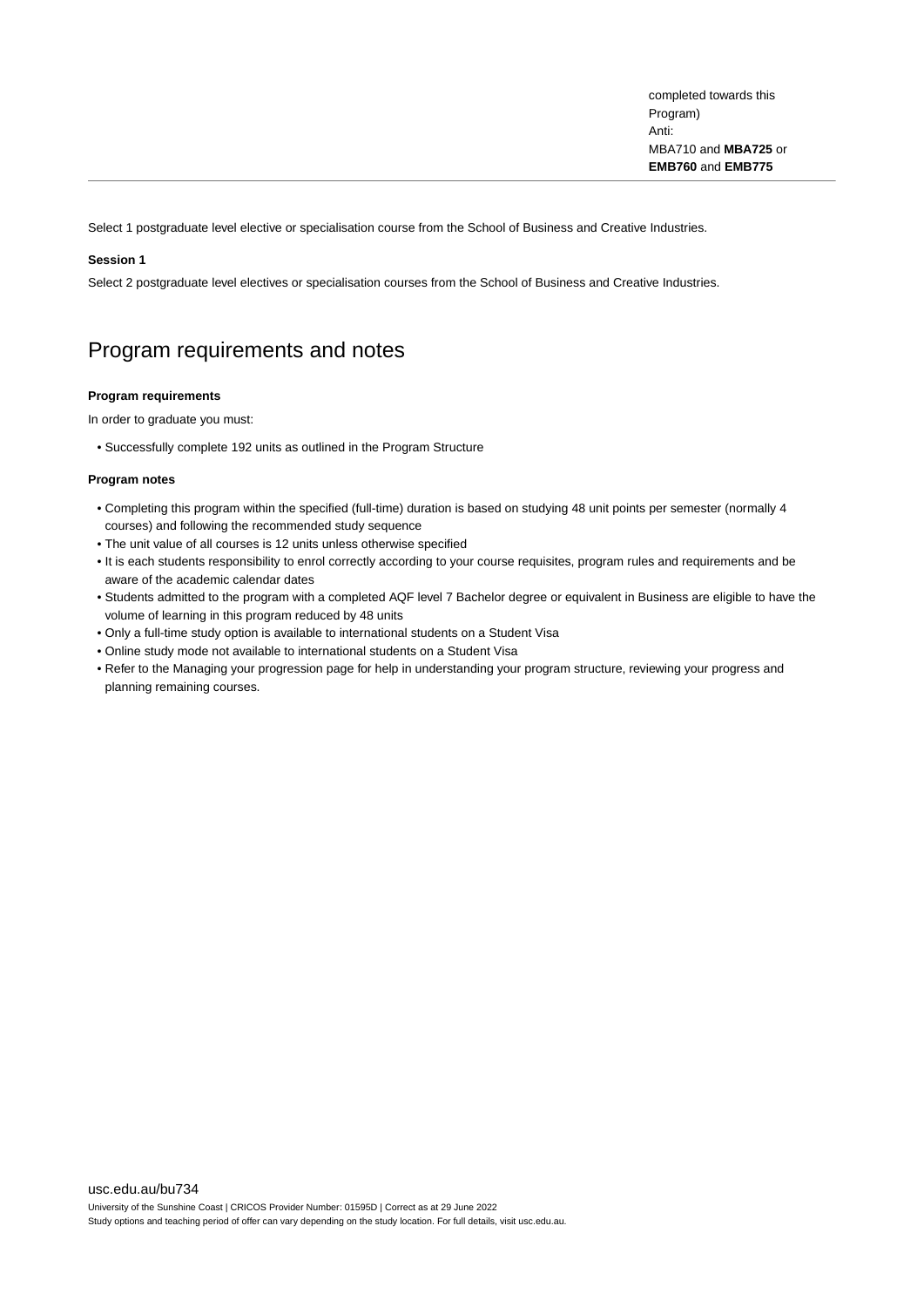completed towards this Program)
Anti:
MBA710 and **MBA725** or **EMB760** and **EMB775**

Select 1 postgraduate level elective or specialisation course from the School of Business and Creative Industries.

**Session 1**

Select 2 postgraduate level electives or specialisation courses from the School of Business and Creative Industries.

## Program requirements and notes

**Program requirements**

In order to graduate you must:

- Successfully complete 192 units as outlined in the Program Structure

**Program notes**

- Completing this program within the specified (full-time) duration is based on studying 48 unit points per semester (normally 4 courses) and following the recommended study sequence
- The unit value of all courses is 12 units unless otherwise specified
- It is each students responsibility to enrol correctly according to your course requisites, program rules and requirements and be aware of the academic calendar dates
- Students admitted to the program with a completed AQF level 7 Bachelor degree or equivalent in Business are eligible to have the volume of learning in this program reduced by 48 units
- Only a full-time study option is available to international students on a Student Visa
- Online study mode not available to international students on a Student Visa
- Refer to the Managing your progression page for help in understanding your program structure, reviewing your progress and planning remaining courses.